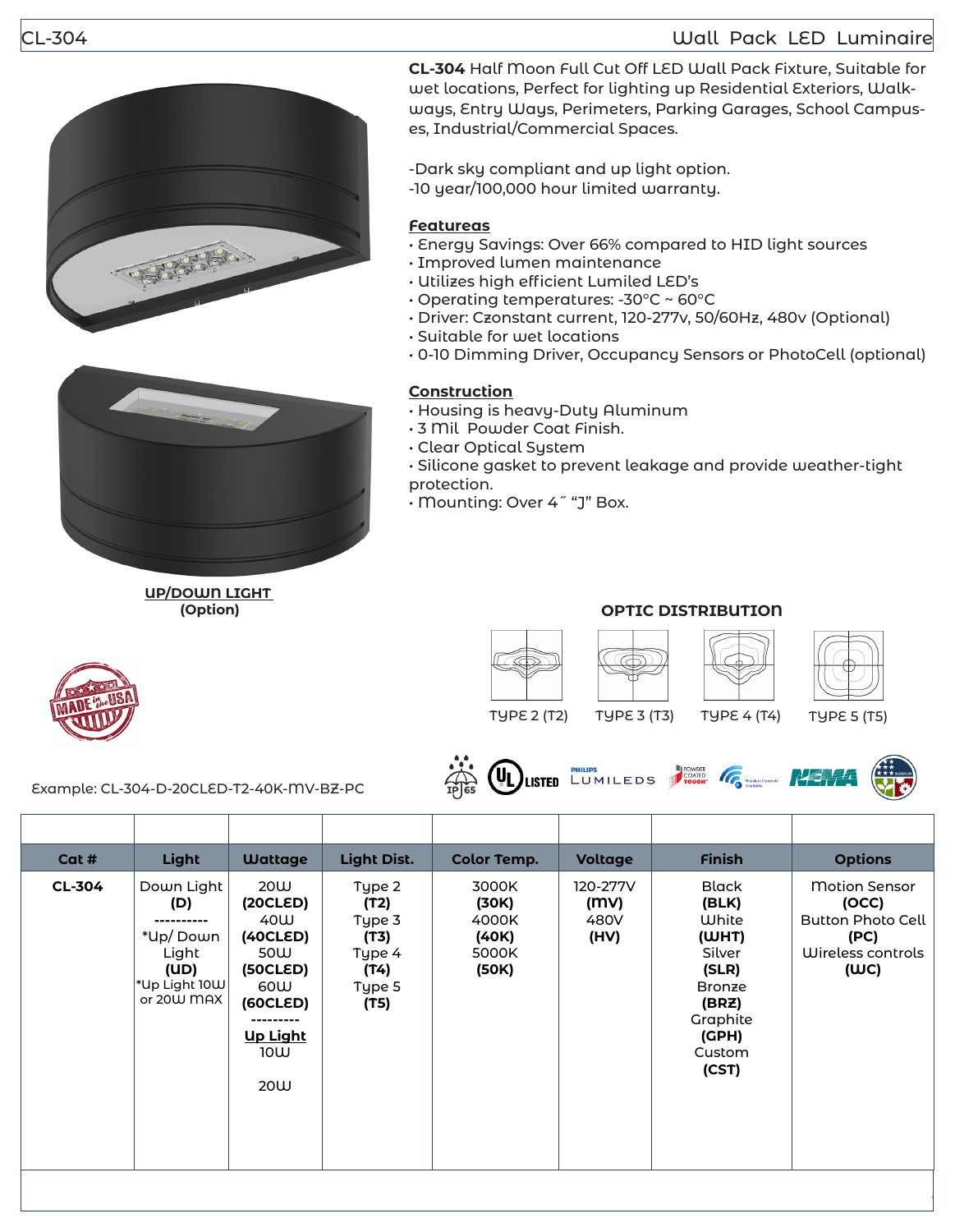# CL-304

## Wall Pack LED Luminaire

**CL-304** Half Moon Full Cut Off LED Wall Pack Fixture, Suitable for wet locations, Perfect for lighting up Residential Exteriors, Walk-ways, Entry Ways, Perimeters, Parking Garages, School Campus-es, Industrial/Commercial Spaces.

-Dark sky compliant and up light option.
-10 year/100,000 hour limited warranty.

### Featureas

- Energy Savings: Over 66% compared to HID light sources
- Improved lumen maintenance
- Utilizes high efficient Lumiled LED's
- Operating temperatures: -30°C ~ 60°C
- Driver: Czonstant current, 120-277v, 50/60Hz, 480v (Optional)
- Suitable for wet locations
- 0-10 Dimming Driver, Occupancy Sensors or PhotoCell (optional)

### Construction

- Housing is heavy-Duty Aluminum
- 3 Mil Powder Coat Finish.
- Clear Optical System
- Silicone gasket to prevent leakage and provide weather-tight protection.
- Mounting: Over 4″ "J" Box.

**UP/DOWN LIGHT**
**(Option)**

**OPTIC DISTRIBUTION**

TYPE 2 (T2) TYPE 3 (T3) TYPE 4 (T4) TYPE 5 (T5)

Example: CL-304-D-20CLED-T2-40K-MV-BZ-PC

| Cat # | Light | Wattage | Light Dist. | Color Temp. | Voltage | Finish | Options |
|---|---|---|---|---|---|---|---|
| **CL-304** | Down Light **(D)** ---------- *Up/ Down Light **(UD)** *Up Light 10W or 20W MAX | 20W **(20CLED)** 40W **(40CLED)** 50W **(50CLED)** 60W **(60CLED)** --------- **Up Light** 10W 20W | Type 2 **(T2)** Type 3 **(T3)** Type 4 **(T4)** Type 5 **(T5)** | 3000K **(30K)** 4000K **(40K)** 5000K **(50K)** | 120-277V **(MV)** 480V **(HV)** | Black **(BLK)** White **(WHT)** Silver **(SLR)** Bronze **(BRZ)** Graphite **(GPH)** Custom **(CST)** | Motion Sensor **(OCC)** Button Photo Cell **(PC)** Wireless controls **(WC)** |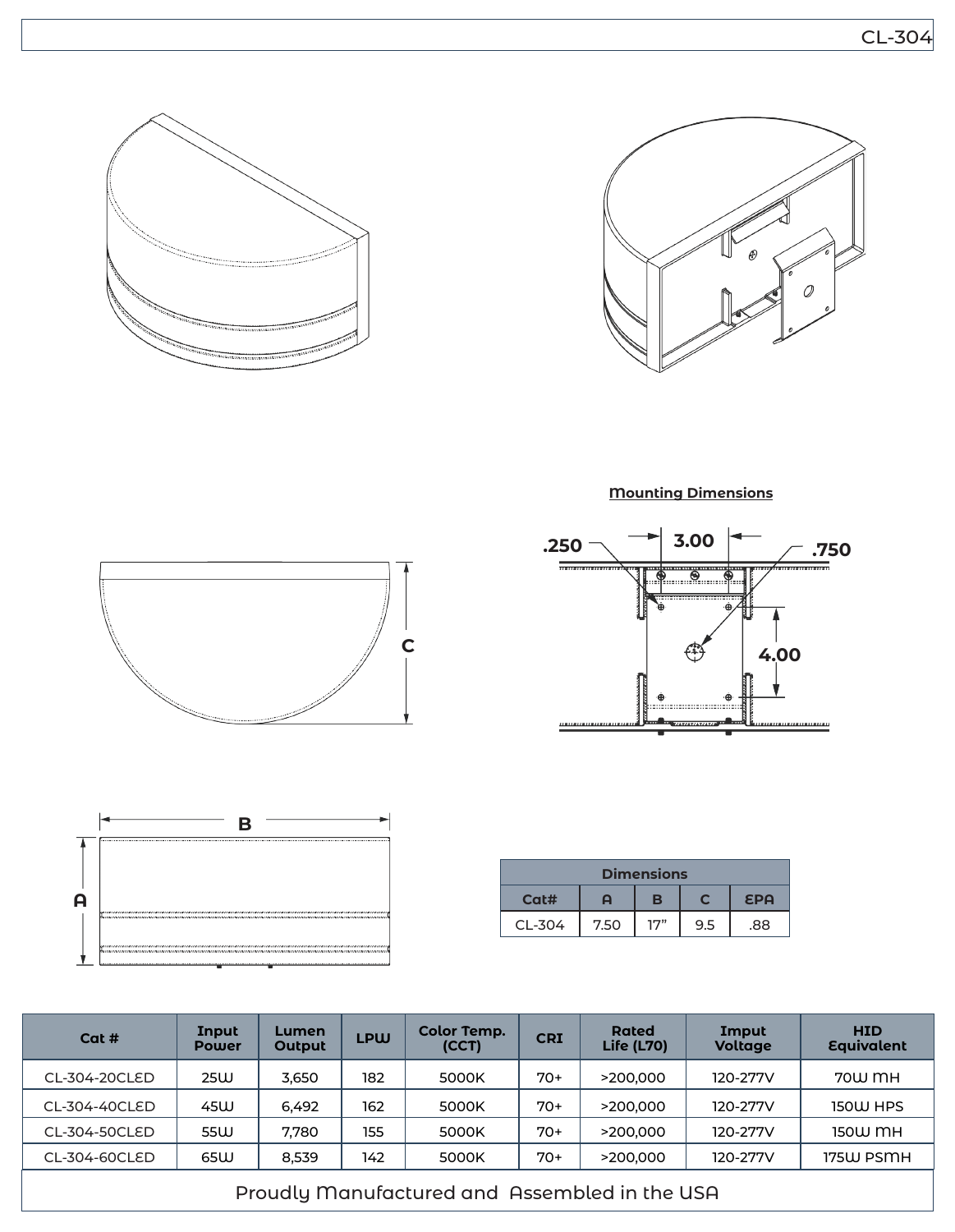CL-304

**Mounting Dimensions**

.250
3.00
.750
4.00

C

B

A

| Dimensions | | | | |
|---|---|---|---|---|
| Cat# | A | B | C | EPA |
| CL-304 | 7.50 | 17" | 9.5 | .88 |

| Cat # | Input Power | Lumen Output | LPW | Color Temp. (CCT) | CRI | Rated Life (L70) | Imput Voltage | HID Equivalent |
|---|---|---|---|---|---|---|---|---|
| CL-304-20CLED | 25W | 3,650 | 182 | 5000K | 70+ | >200,000 | 120-277V | 70W MH |
| CL-304-40CLED | 45W | 6,492 | 162 | 5000K | 70+ | >200,000 | 120-277V | 150W HPS |
| CL-304-50CLED | 55W | 7,780 | 155 | 5000K | 70+ | >200,000 | 120-277V | 150W MH |
| CL-304-60CLED | 65W | 8,539 | 142 | 5000K | 70+ | >200,000 | 120-277V | 175W PSMH |

Proudly Manufactured and Assembled in the USA